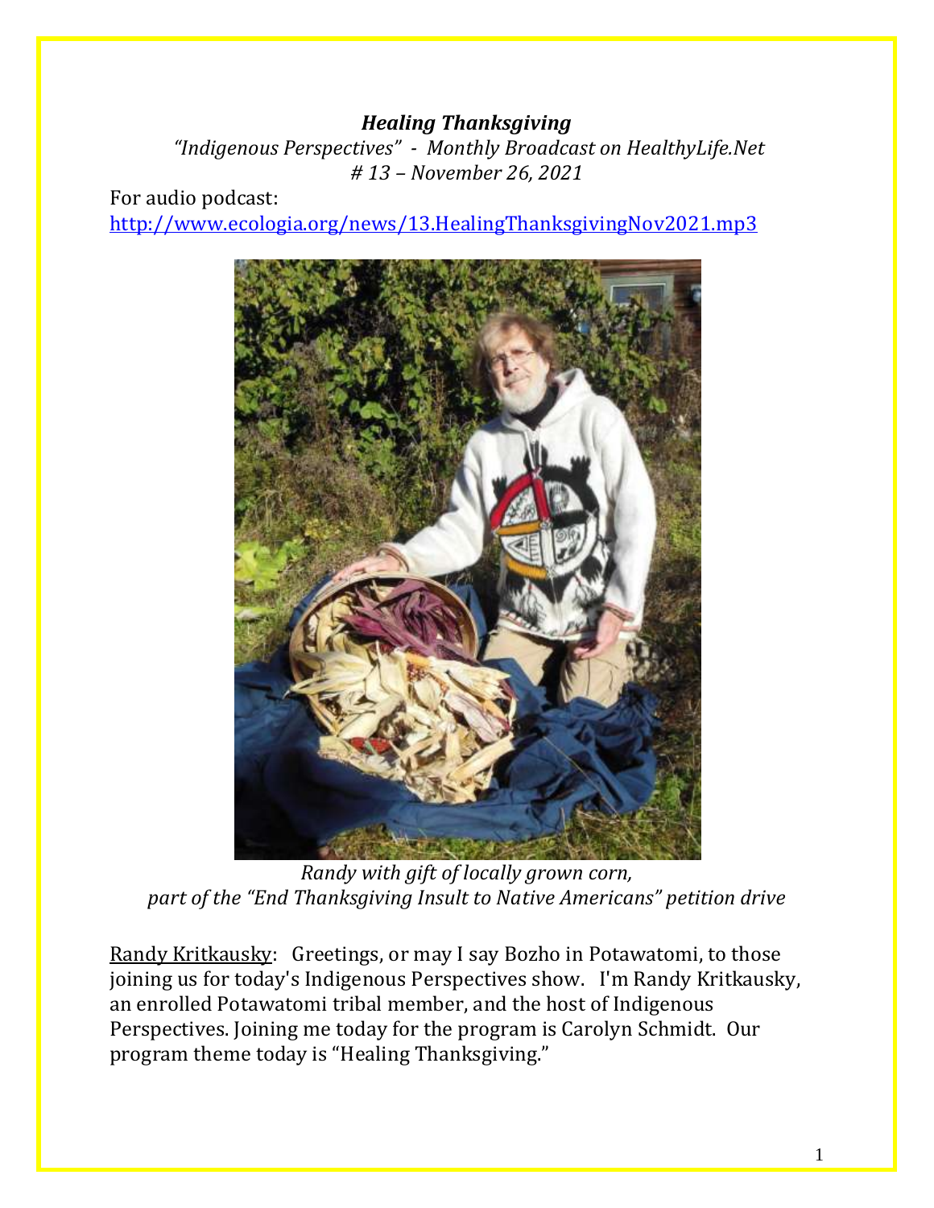***Healing Thanksgiving***

*"Indigenous Perspectives" - Monthly Broadcast on HealthyLife.Net*
*# 13 – November 26, 2021*

For audio podcast:
[http://www.ecologia.org/news/13.HealingThanksgivingNov2021.mp3](http://www.ecologia.org/news/13.HealingThanksgivingNov2021.mp3)

*Randy with gift of locally grown corn, part of the "End Thanksgiving Insult to Native Americans" petition drive*

<u>Randy Kritkausky</u>: Greetings, or may I say Bozho in Potawatomi, to those joining us for today's Indigenous Perspectives show. I'm Randy Kritkausky, an enrolled Potawatomi tribal member, and the host of Indigenous Perspectives. Joining me today for the program is Carolyn Schmidt. Our program theme today is "Healing Thanksgiving."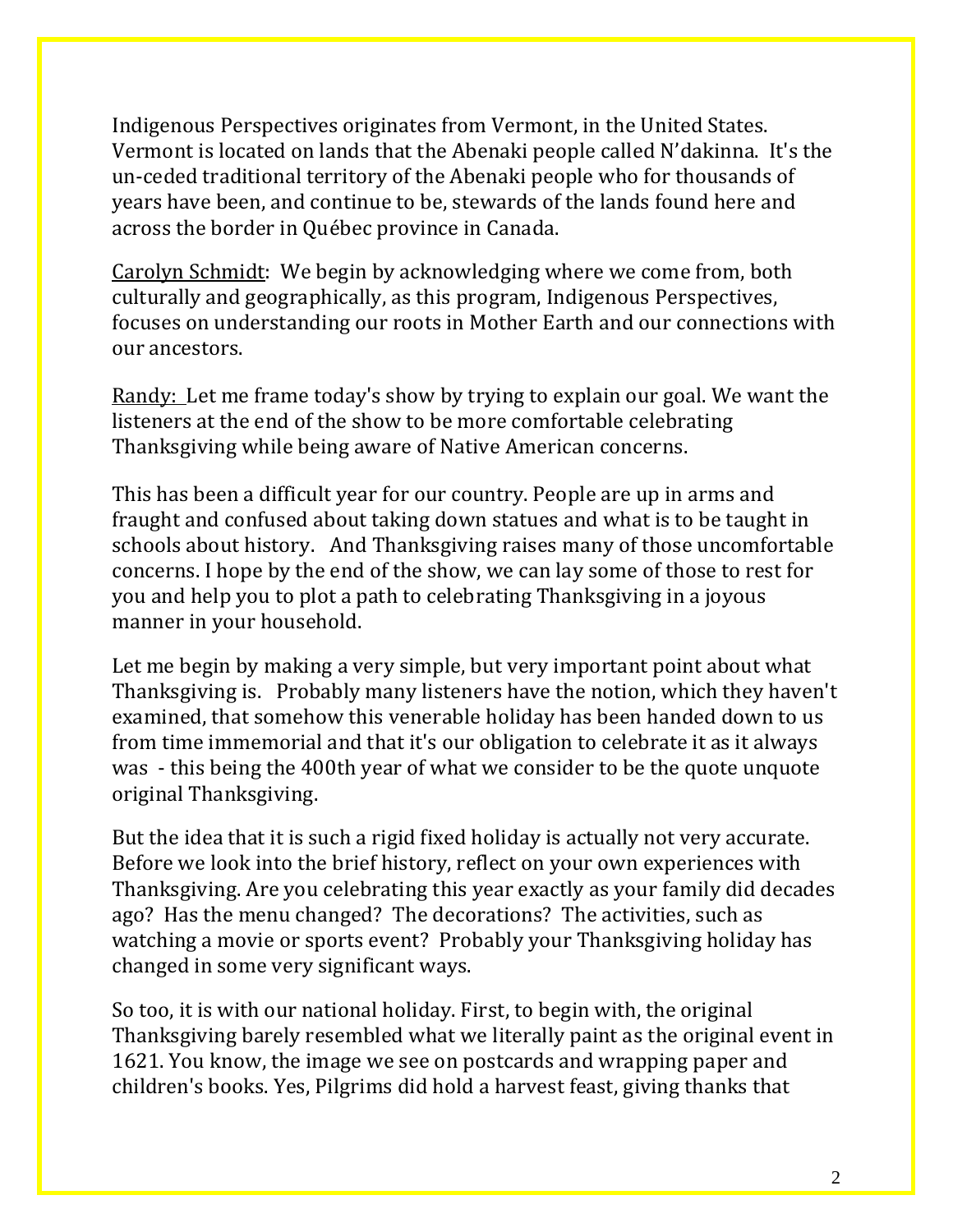Indigenous Perspectives originates from Vermont, in the United States. Vermont is located on lands that the Abenaki people called N'dakinna. It's the un-ceded traditional territory of the Abenaki people who for thousands of years have been, and continue to be, stewards of the lands found here and across the border in Québec province in Canada.

Carolyn Schmidt: We begin by acknowledging where we come from, both culturally and geographically, as this program, Indigenous Perspectives, focuses on understanding our roots in Mother Earth and our connections with our ancestors.

Randy: Let me frame today's show by trying to explain our goal. We want the listeners at the end of the show to be more comfortable celebrating Thanksgiving while being aware of Native American concerns.

This has been a difficult year for our country. People are up in arms and fraught and confused about taking down statues and what is to be taught in schools about history. And Thanksgiving raises many of those uncomfortable concerns. I hope by the end of the show, we can lay some of those to rest for you and help you to plot a path to celebrating Thanksgiving in a joyous manner in your household.

Let me begin by making a very simple, but very important point about what Thanksgiving is. Probably many listeners have the notion, which they haven't examined, that somehow this venerable holiday has been handed down to us from time immemorial and that it's our obligation to celebrate it as it always was - this being the 400th year of what we consider to be the quote unquote original Thanksgiving.

But the idea that it is such a rigid fixed holiday is actually not very accurate. Before we look into the brief history, reflect on your own experiences with Thanksgiving. Are you celebrating this year exactly as your family did decades ago? Has the menu changed? The decorations? The activities, such as watching a movie or sports event? Probably your Thanksgiving holiday has changed in some very significant ways.

So too, it is with our national holiday. First, to begin with, the original Thanksgiving barely resembled what we literally paint as the original event in 1621. You know, the image we see on postcards and wrapping paper and children's books. Yes, Pilgrims did hold a harvest feast, giving thanks that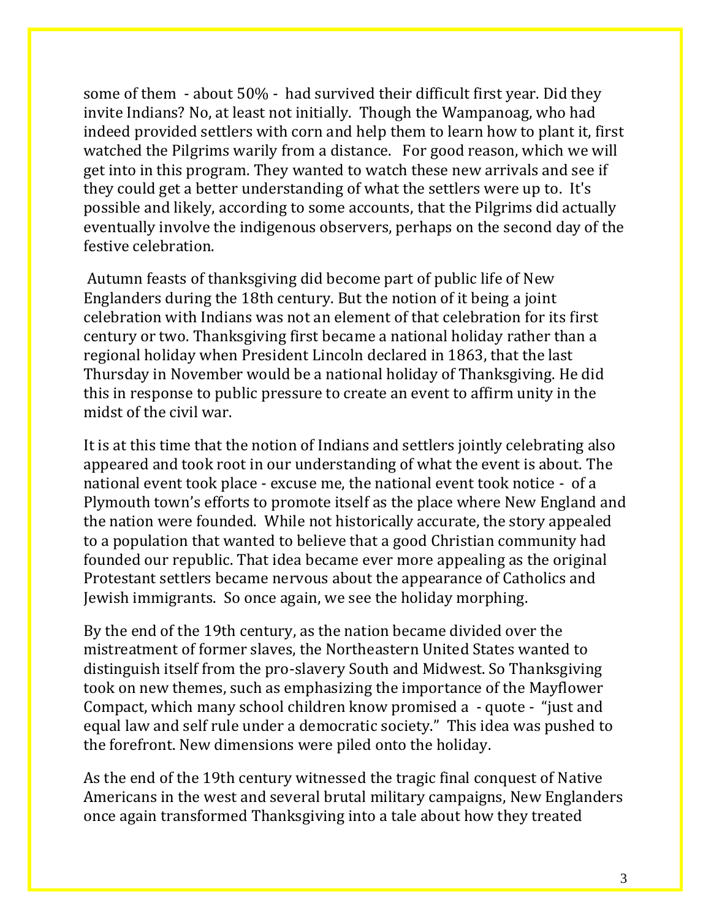some of them - about 50% - had survived their difficult first year. Did they invite Indians? No, at least not initially. Though the Wampanoag, who had indeed provided settlers with corn and help them to learn how to plant it, first watched the Pilgrims warily from a distance. For good reason, which we will get into in this program. They wanted to watch these new arrivals and see if they could get a better understanding of what the settlers were up to. It's possible and likely, according to some accounts, that the Pilgrims did actually eventually involve the indigenous observers, perhaps on the second day of the festive celebration.

Autumn feasts of thanksgiving did become part of public life of New Englanders during the 18th century. But the notion of it being a joint celebration with Indians was not an element of that celebration for its first century or two. Thanksgiving first became a national holiday rather than a regional holiday when President Lincoln declared in 1863, that the last Thursday in November would be a national holiday of Thanksgiving. He did this in response to public pressure to create an event to affirm unity in the midst of the civil war.

It is at this time that the notion of Indians and settlers jointly celebrating also appeared and took root in our understanding of what the event is about. The national event took place - excuse me, the national event took notice - of a Plymouth town's efforts to promote itself as the place where New England and the nation were founded. While not historically accurate, the story appealed to a population that wanted to believe that a good Christian community had founded our republic. That idea became ever more appealing as the original Protestant settlers became nervous about the appearance of Catholics and Jewish immigrants. So once again, we see the holiday morphing.

By the end of the 19th century, as the nation became divided over the mistreatment of former slaves, the Northeastern United States wanted to distinguish itself from the pro-slavery South and Midwest. So Thanksgiving took on new themes, such as emphasizing the importance of the Mayflower Compact, which many school children know promised a - quote - "just and equal law and self rule under a democratic society." This idea was pushed to the forefront. New dimensions were piled onto the holiday.

As the end of the 19th century witnessed the tragic final conquest of Native Americans in the west and several brutal military campaigns, New Englanders once again transformed Thanksgiving into a tale about how they treated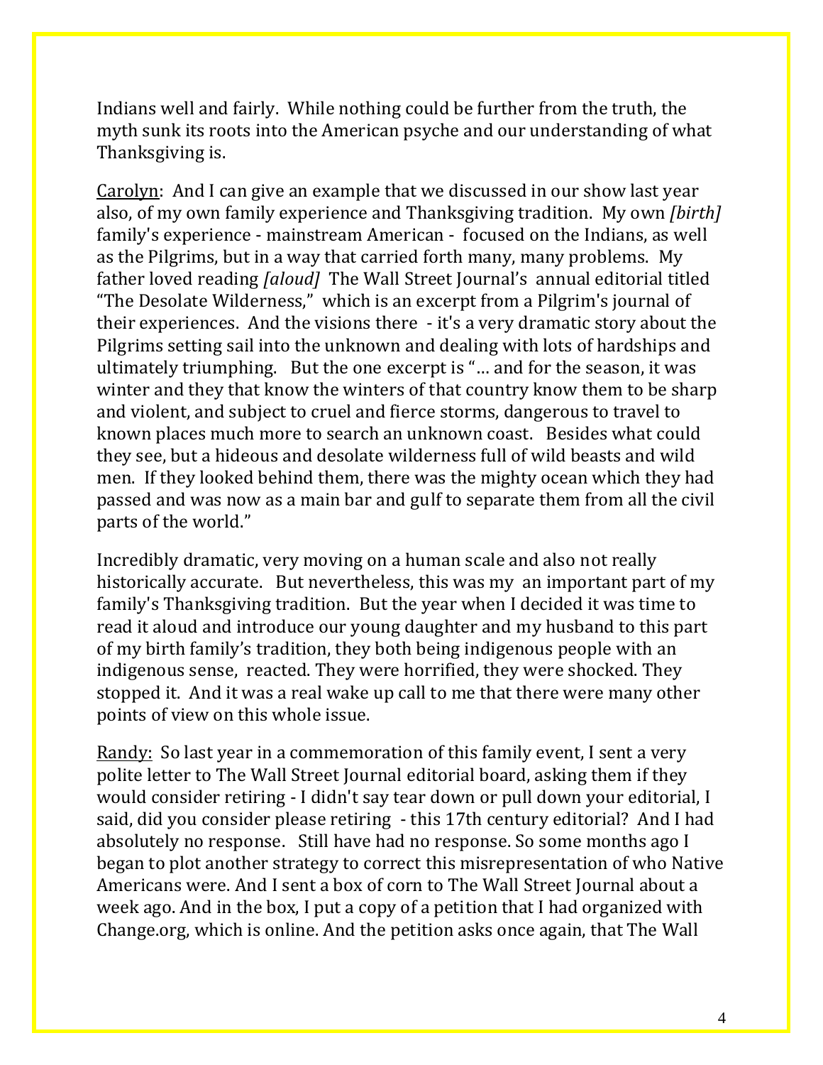Indians well and fairly. While nothing could be further from the truth, the myth sunk its roots into the American psyche and our understanding of what Thanksgiving is.

Carolyn: And I can give an example that we discussed in our show last year also, of my own family experience and Thanksgiving tradition. My own *[birth]* family's experience - mainstream American - focused on the Indians, as well as the Pilgrims, but in a way that carried forth many, many problems. My father loved reading *[aloud]* The Wall Street Journal's annual editorial titled "The Desolate Wilderness," which is an excerpt from a Pilgrim's journal of their experiences. And the visions there - it's a very dramatic story about the Pilgrims setting sail into the unknown and dealing with lots of hardships and ultimately triumphing. But the one excerpt is "… and for the season, it was winter and they that know the winters of that country know them to be sharp and violent, and subject to cruel and fierce storms, dangerous to travel to known places much more to search an unknown coast. Besides what could they see, but a hideous and desolate wilderness full of wild beasts and wild men. If they looked behind them, there was the mighty ocean which they had passed and was now as a main bar and gulf to separate them from all the civil parts of the world."

Incredibly dramatic, very moving on a human scale and also not really historically accurate. But nevertheless, this was my an important part of my family's Thanksgiving tradition. But the year when I decided it was time to read it aloud and introduce our young daughter and my husband to this part of my birth family's tradition, they both being indigenous people with an indigenous sense, reacted. They were horrified, they were shocked. They stopped it. And it was a real wake up call to me that there were many other points of view on this whole issue.

Randy: So last year in a commemoration of this family event, I sent a very polite letter to The Wall Street Journal editorial board, asking them if they would consider retiring - I didn't say tear down or pull down your editorial, I said, did you consider please retiring - this 17th century editorial? And I had absolutely no response. Still have had no response. So some months ago I began to plot another strategy to correct this misrepresentation of who Native Americans were. And I sent a box of corn to The Wall Street Journal about a week ago. And in the box, I put a copy of a petition that I had organized with Change.org, which is online. And the petition asks once again, that The Wall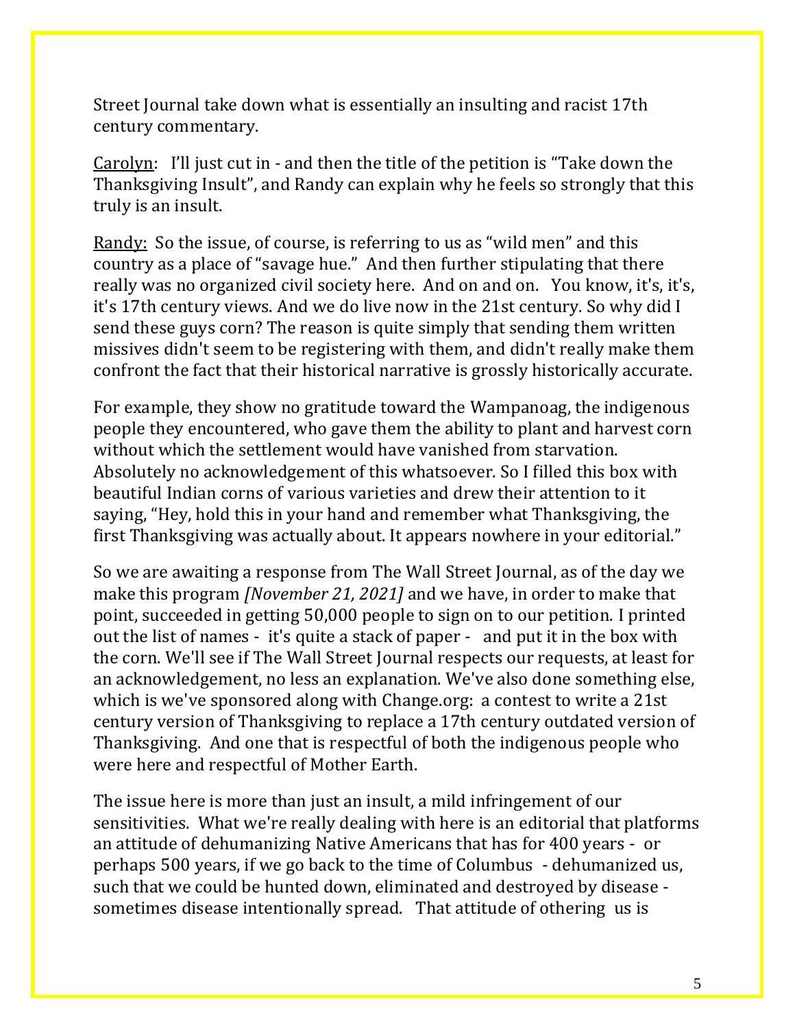Street Journal take down what is essentially an insulting and racist 17th century commentary.

Carolyn: I'll just cut in - and then the title of the petition is "Take down the Thanksgiving Insult", and Randy can explain why he feels so strongly that this truly is an insult.

Randy: So the issue, of course, is referring to us as "wild men" and this country as a place of "savage hue." And then further stipulating that there really was no organized civil society here. And on and on. You know, it's, it's, it's 17th century views. And we do live now in the 21st century. So why did I send these guys corn? The reason is quite simply that sending them written missives didn't seem to be registering with them, and didn't really make them confront the fact that their historical narrative is grossly historically accurate.

For example, they show no gratitude toward the Wampanoag, the indigenous people they encountered, who gave them the ability to plant and harvest corn without which the settlement would have vanished from starvation. Absolutely no acknowledgement of this whatsoever. So I filled this box with beautiful Indian corns of various varieties and drew their attention to it saying, "Hey, hold this in your hand and remember what Thanksgiving, the first Thanksgiving was actually about. It appears nowhere in your editorial."

So we are awaiting a response from The Wall Street Journal, as of the day we make this program *[November 21, 2021]* and we have, in order to make that point, succeeded in getting 50,000 people to sign on to our petition. I printed out the list of names - it's quite a stack of paper - and put it in the box with the corn. We'll see if The Wall Street Journal respects our requests, at least for an acknowledgement, no less an explanation. We've also done something else, which is we've sponsored along with Change.org: a contest to write a 21st century version of Thanksgiving to replace a 17th century outdated version of Thanksgiving. And one that is respectful of both the indigenous people who were here and respectful of Mother Earth.

The issue here is more than just an insult, a mild infringement of our sensitivities. What we're really dealing with here is an editorial that platforms an attitude of dehumanizing Native Americans that has for 400 years - or perhaps 500 years, if we go back to the time of Columbus - dehumanized us, such that we could be hunted down, eliminated and destroyed by disease - sometimes disease intentionally spread. That attitude of othering us is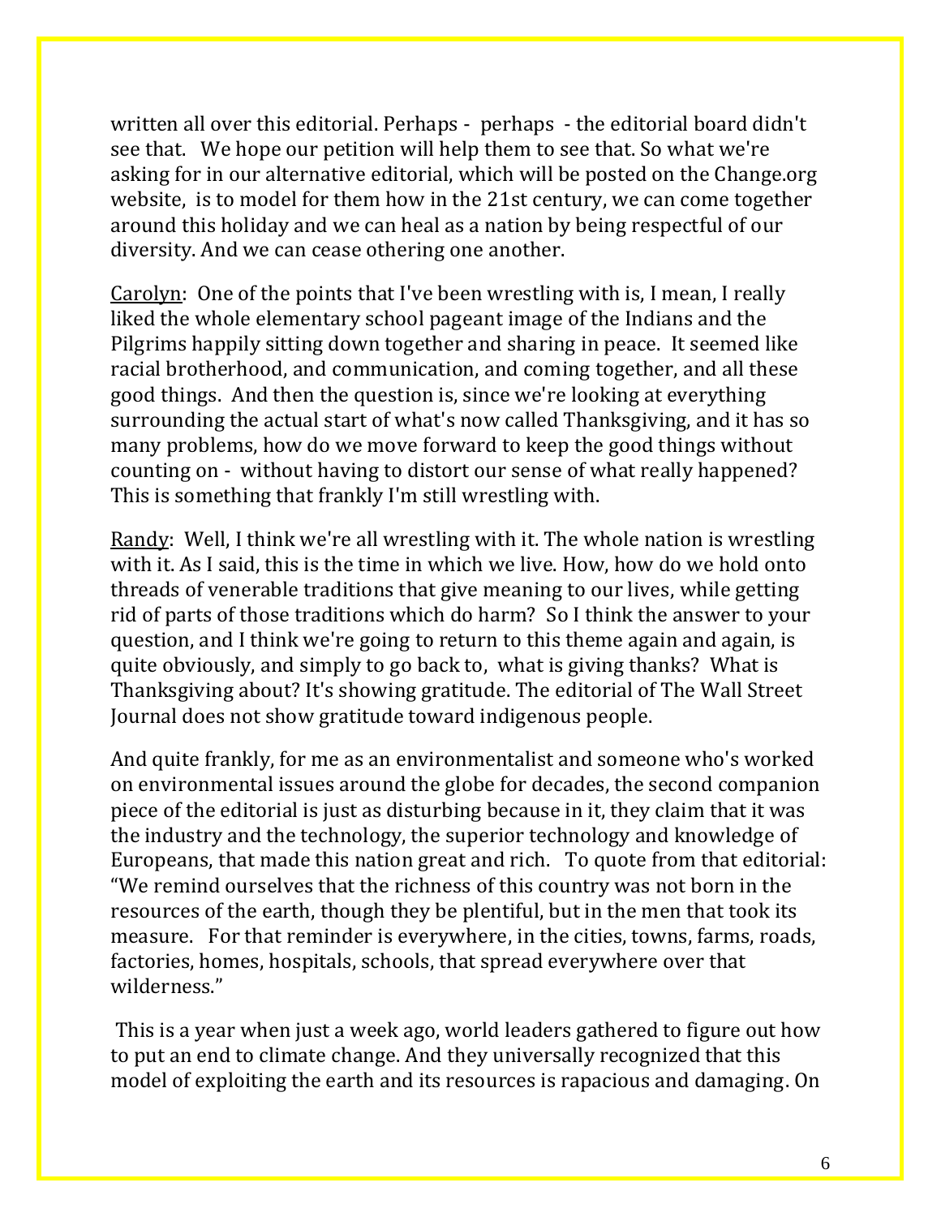written all over this editorial. Perhaps - perhaps - the editorial board didn't see that. We hope our petition will help them to see that. So what we're asking for in our alternative editorial, which will be posted on the Change.org website, is to model for them how in the 21st century, we can come together around this holiday and we can heal as a nation by being respectful of our diversity. And we can cease othering one another.

Carolyn: One of the points that I've been wrestling with is, I mean, I really liked the whole elementary school pageant image of the Indians and the Pilgrims happily sitting down together and sharing in peace. It seemed like racial brotherhood, and communication, and coming together, and all these good things. And then the question is, since we're looking at everything surrounding the actual start of what's now called Thanksgiving, and it has so many problems, how do we move forward to keep the good things without counting on - without having to distort our sense of what really happened? This is something that frankly I'm still wrestling with.

Randy: Well, I think we're all wrestling with it. The whole nation is wrestling with it. As I said, this is the time in which we live. How, how do we hold onto threads of venerable traditions that give meaning to our lives, while getting rid of parts of those traditions which do harm? So I think the answer to your question, and I think we're going to return to this theme again and again, is quite obviously, and simply to go back to, what is giving thanks? What is Thanksgiving about? It's showing gratitude. The editorial of The Wall Street Journal does not show gratitude toward indigenous people.

And quite frankly, for me as an environmentalist and someone who's worked on environmental issues around the globe for decades, the second companion piece of the editorial is just as disturbing because in it, they claim that it was the industry and the technology, the superior technology and knowledge of Europeans, that made this nation great and rich. To quote from that editorial: "We remind ourselves that the richness of this country was not born in the resources of the earth, though they be plentiful, but in the men that took its measure. For that reminder is everywhere, in the cities, towns, farms, roads, factories, homes, hospitals, schools, that spread everywhere over that wilderness."

This is a year when just a week ago, world leaders gathered to figure out how to put an end to climate change. And they universally recognized that this model of exploiting the earth and its resources is rapacious and damaging. On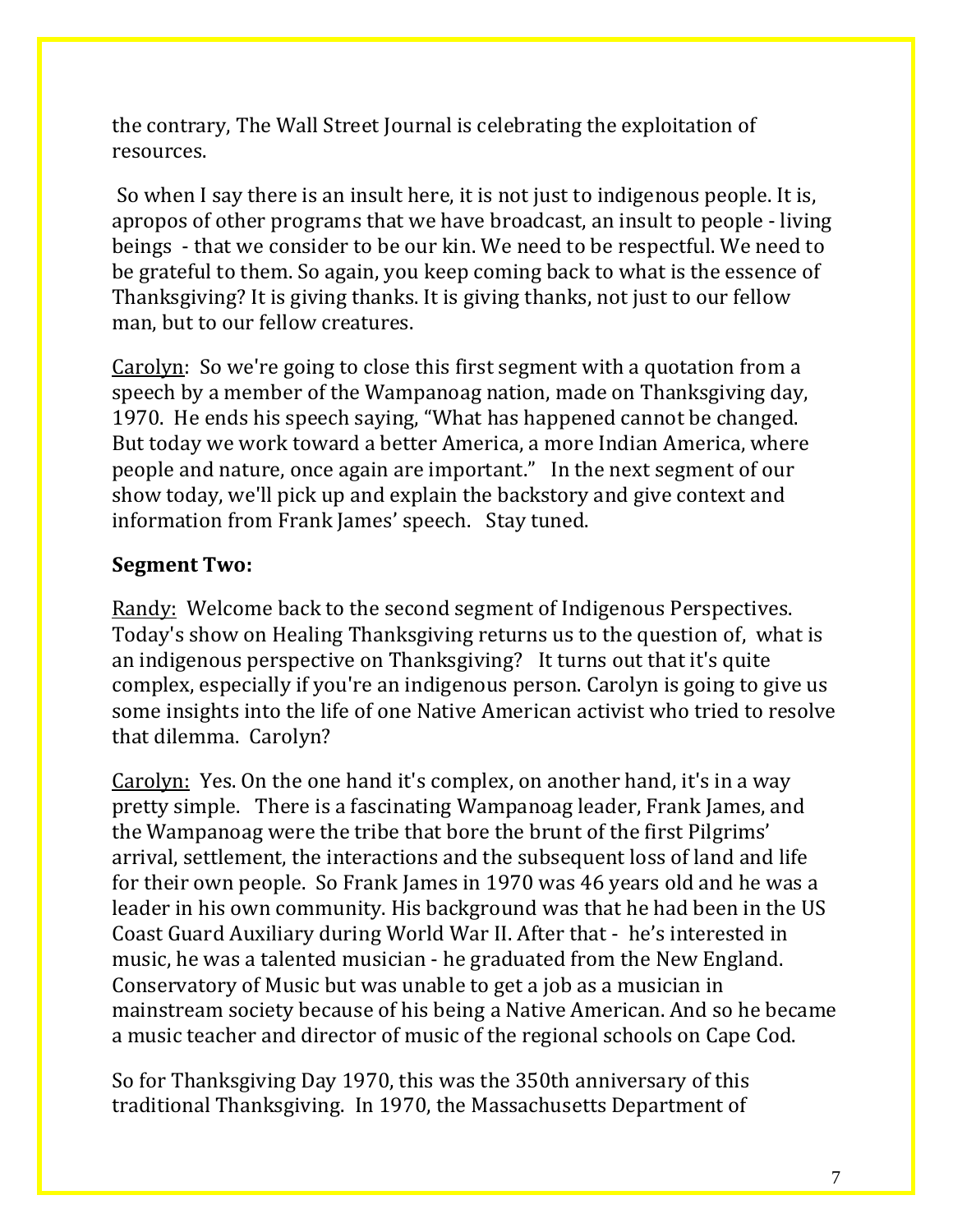the contrary, The Wall Street Journal is celebrating the exploitation of resources.

So when I say there is an insult here, it is not just to indigenous people. It is, apropos of other programs that we have broadcast, an insult to people - living beings - that we consider to be our kin. We need to be respectful. We need to be grateful to them. So again, you keep coming back to what is the essence of Thanksgiving? It is giving thanks. It is giving thanks, not just to our fellow man, but to our fellow creatures.

<u>Carolyn</u>: So we're going to close this first segment with a quotation from a speech by a member of the Wampanoag nation, made on Thanksgiving day, 1970. He ends his speech saying, "What has happened cannot be changed. But today we work toward a better America, a more Indian America, where people and nature, once again are important." In the next segment of our show today, we'll pick up and explain the backstory and give context and information from Frank James' speech. Stay tuned.

**Segment Two:**

<u>Randy:</u> Welcome back to the second segment of Indigenous Perspectives. Today's show on Healing Thanksgiving returns us to the question of, what is an indigenous perspective on Thanksgiving? It turns out that it's quite complex, especially if you're an indigenous person. Carolyn is going to give us some insights into the life of one Native American activist who tried to resolve that dilemma. Carolyn?

<u>Carolyn:</u> Yes. On the one hand it's complex, on another hand, it's in a way pretty simple. There is a fascinating Wampanoag leader, Frank James, and the Wampanoag were the tribe that bore the brunt of the first Pilgrims' arrival, settlement, the interactions and the subsequent loss of land and life for their own people. So Frank James in 1970 was 46 years old and he was a leader in his own community. His background was that he had been in the US Coast Guard Auxiliary during World War II. After that - he's interested in music, he was a talented musician - he graduated from the New England. Conservatory of Music but was unable to get a job as a musician in mainstream society because of his being a Native American. And so he became a music teacher and director of music of the regional schools on Cape Cod.

So for Thanksgiving Day 1970, this was the 350th anniversary of this traditional Thanksgiving. In 1970, the Massachusetts Department of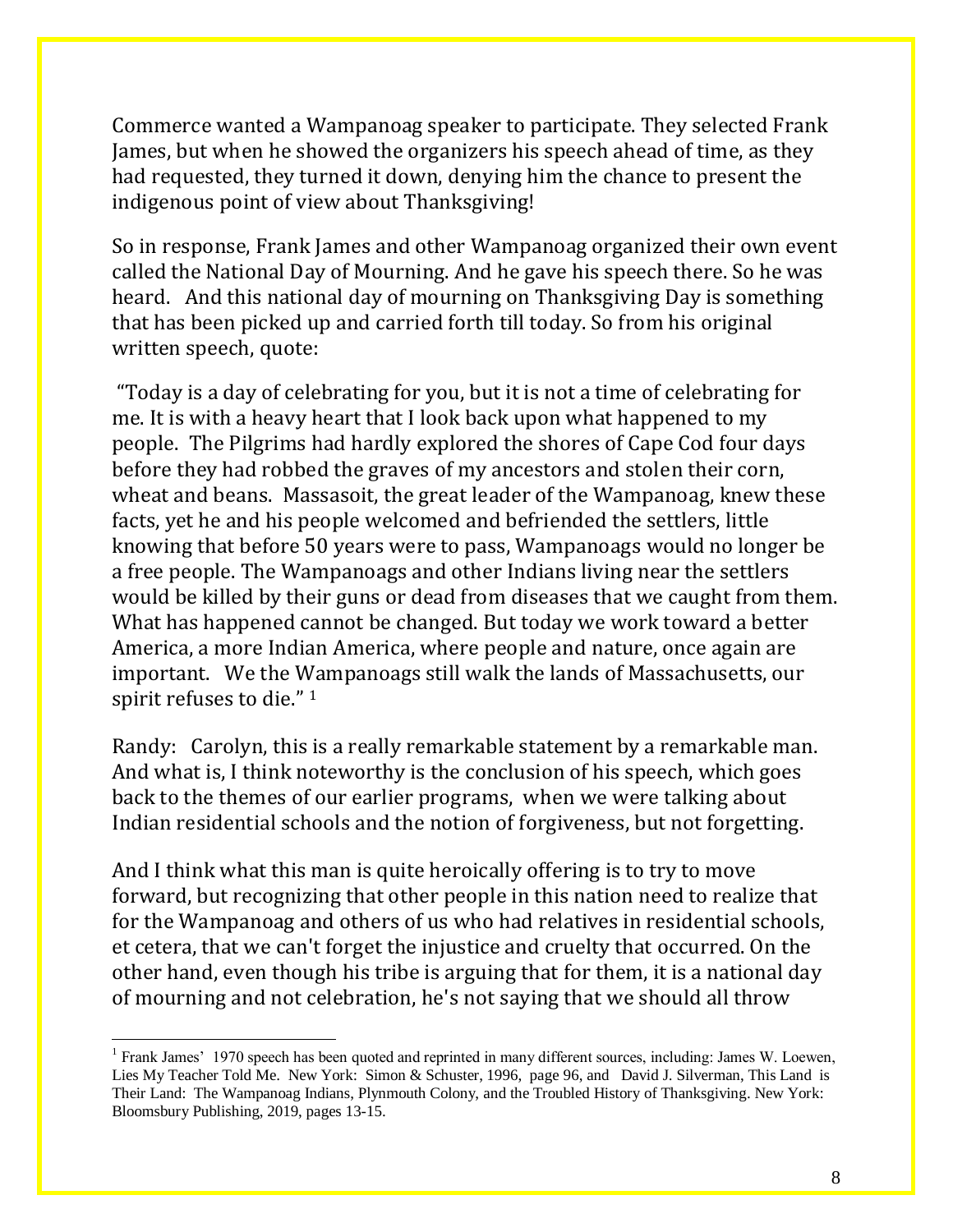Commerce wanted a Wampanoag speaker to participate. They selected Frank James, but when he showed the organizers his speech ahead of time, as they had requested, they turned it down, denying him the chance to present the indigenous point of view about Thanksgiving!

So in response, Frank James and other Wampanoag organized their own event called the National Day of Mourning. And he gave his speech there. So he was heard. And this national day of mourning on Thanksgiving Day is something that has been picked up and carried forth till today. So from his original written speech, quote:

"Today is a day of celebrating for you, but it is not a time of celebrating for me. It is with a heavy heart that I look back upon what happened to my people. The Pilgrims had hardly explored the shores of Cape Cod four days before they had robbed the graves of my ancestors and stolen their corn, wheat and beans. Massasoit, the great leader of the Wampanoag, knew these facts, yet he and his people welcomed and befriended the settlers, little knowing that before 50 years were to pass, Wampanoags would no longer be a free people. The Wampanoags and other Indians living near the settlers would be killed by their guns or dead from diseases that we caught from them. What has happened cannot be changed. But today we work toward a better America, a more Indian America, where people and nature, once again are important. We the Wampanoags still walk the lands of Massachusetts, our spirit refuses to die." [1]

Randy: Carolyn, this is a really remarkable statement by a remarkable man. And what is, I think noteworthy is the conclusion of his speech, which goes back to the themes of our earlier programs, when we were talking about Indian residential schools and the notion of forgiveness, but not forgetting.

And I think what this man is quite heroically offering is to try to move forward, but recognizing that other people in this nation need to realize that for the Wampanoag and others of us who had relatives in residential schools, et cetera, that we can't forget the injustice and cruelty that occurred. On the other hand, even though his tribe is arguing that for them, it is a national day of mourning and not celebration, he's not saying that we should all throw

---

[1] Frank James' 1970 speech has been quoted and reprinted in many different sources, including: James W. Loewen, Lies My Teacher Told Me. New York: Simon & Schuster, 1996, page 96, and David J. Silverman, This Land is Their Land: The Wampanoag Indians, Plynmouth Colony, and the Troubled History of Thanksgiving. New York: Bloomsbury Publishing, 2019, pages 13-15.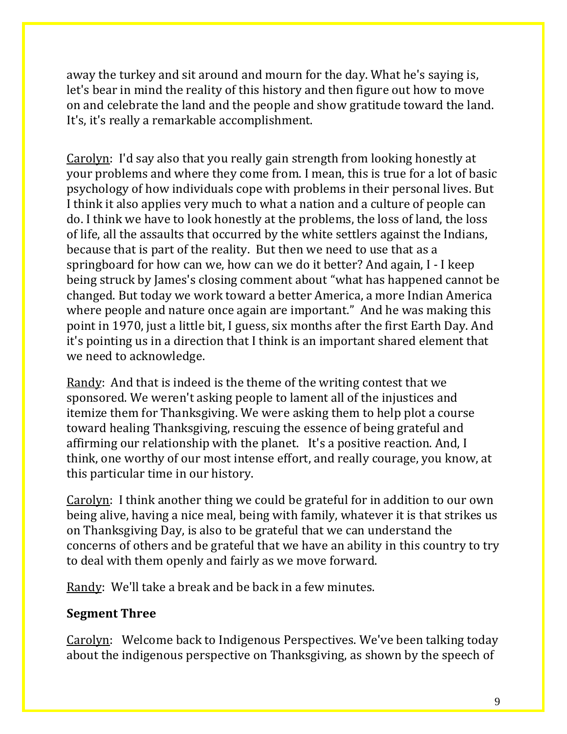away the turkey and sit around and mourn for the day. What he's saying is, let's bear in mind the reality of this history and then figure out how to move on and celebrate the land and the people and show gratitude toward the land. It's, it's really a remarkable accomplishment.

Carolyn: I'd say also that you really gain strength from looking honestly at your problems and where they come from. I mean, this is true for a lot of basic psychology of how individuals cope with problems in their personal lives. But I think it also applies very much to what a nation and a culture of people can do. I think we have to look honestly at the problems, the loss of land, the loss of life, all the assaults that occurred by the white settlers against the Indians, because that is part of the reality. But then we need to use that as a springboard for how can we, how can we do it better? And again, I - I keep being struck by James's closing comment about "what has happened cannot be changed. But today we work toward a better America, a more Indian America where people and nature once again are important." And he was making this point in 1970, just a little bit, I guess, six months after the first Earth Day. And it's pointing us in a direction that I think is an important shared element that we need to acknowledge.

Randy: And that is indeed is the theme of the writing contest that we sponsored. We weren't asking people to lament all of the injustices and itemize them for Thanksgiving. We were asking them to help plot a course toward healing Thanksgiving, rescuing the essence of being grateful and affirming our relationship with the planet. It's a positive reaction. And, I think, one worthy of our most intense effort, and really courage, you know, at this particular time in our history.

Carolyn: I think another thing we could be grateful for in addition to our own being alive, having a nice meal, being with family, whatever it is that strikes us on Thanksgiving Day, is also to be grateful that we can understand the concerns of others and be grateful that we have an ability in this country to try to deal with them openly and fairly as we move forward.

Randy: We'll take a break and be back in a few minutes.

**Segment Three**

Carolyn: Welcome back to Indigenous Perspectives. We've been talking today about the indigenous perspective on Thanksgiving, as shown by the speech of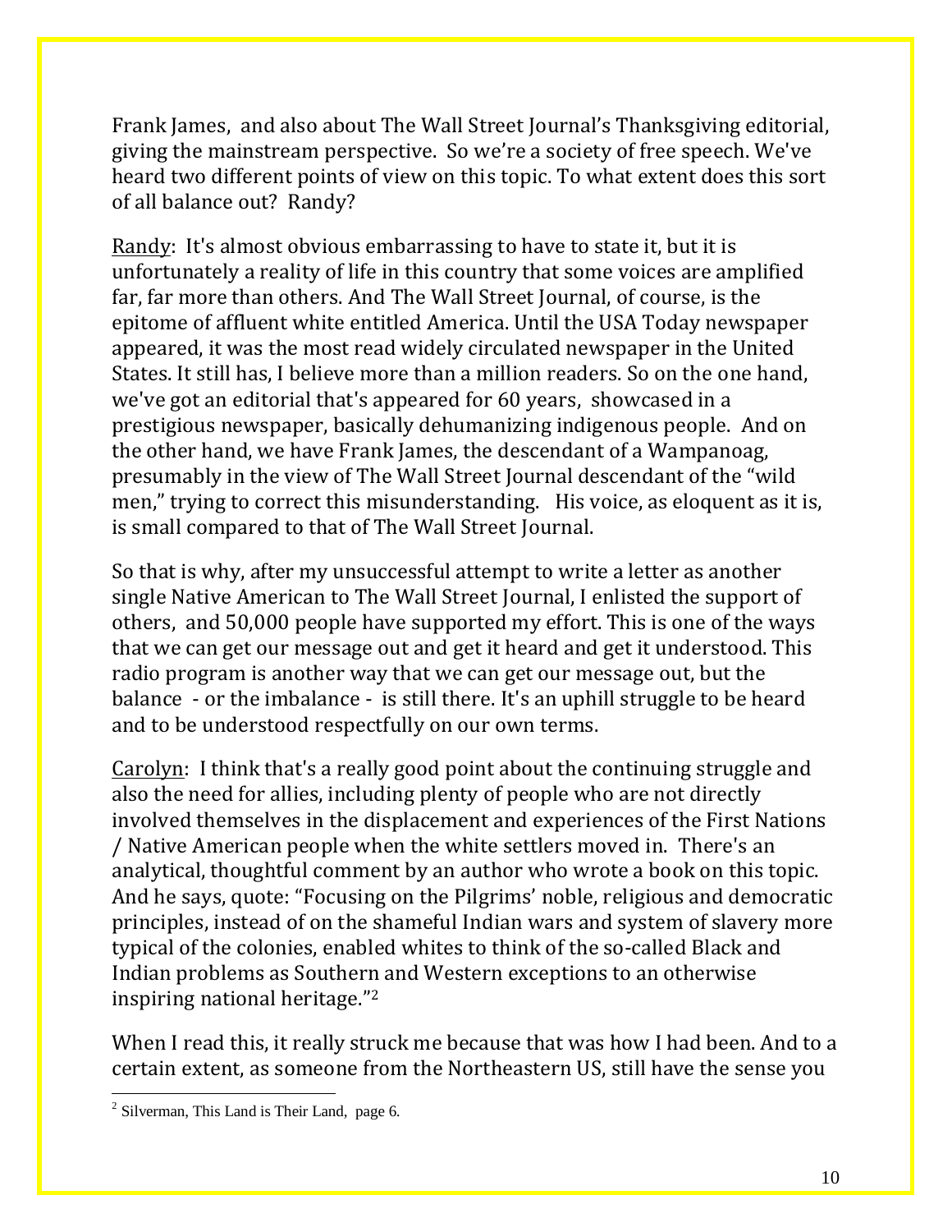Frank James, and also about The Wall Street Journal's Thanksgiving editorial, giving the mainstream perspective. So we're a society of free speech. We've heard two different points of view on this topic. To what extent does this sort of all balance out? Randy?

Randy: It's almost obvious embarrassing to have to state it, but it is unfortunately a reality of life in this country that some voices are amplified far, far more than others. And The Wall Street Journal, of course, is the epitome of affluent white entitled America. Until the USA Today newspaper appeared, it was the most read widely circulated newspaper in the United States. It still has, I believe more than a million readers. So on the one hand, we've got an editorial that's appeared for 60 years, showcased in a prestigious newspaper, basically dehumanizing indigenous people. And on the other hand, we have Frank James, the descendant of a Wampanoag, presumably in the view of The Wall Street Journal descendant of the "wild men," trying to correct this misunderstanding. His voice, as eloquent as it is, is small compared to that of The Wall Street Journal.

So that is why, after my unsuccessful attempt to write a letter as another single Native American to The Wall Street Journal, I enlisted the support of others, and 50,000 people have supported my effort. This is one of the ways that we can get our message out and get it heard and get it understood. This radio program is another way that we can get our message out, but the balance - or the imbalance - is still there. It's an uphill struggle to be heard and to be understood respectfully on our own terms.

Carolyn: I think that's a really good point about the continuing struggle and also the need for allies, including plenty of people who are not directly involved themselves in the displacement and experiences of the First Nations / Native American people when the white settlers moved in. There's an analytical, thoughtful comment by an author who wrote a book on this topic. And he says, quote: "Focusing on the Pilgrims' noble, religious and democratic principles, instead of on the shameful Indian wars and system of slavery more typical of the colonies, enabled whites to think of the so-called Black and Indian problems as Southern and Western exceptions to an otherwise inspiring national heritage."[2]

When I read this, it really struck me because that was how I had been. And to a certain extent, as someone from the Northeastern US, still have the sense you

[2] Silverman, This Land is Their Land, page 6.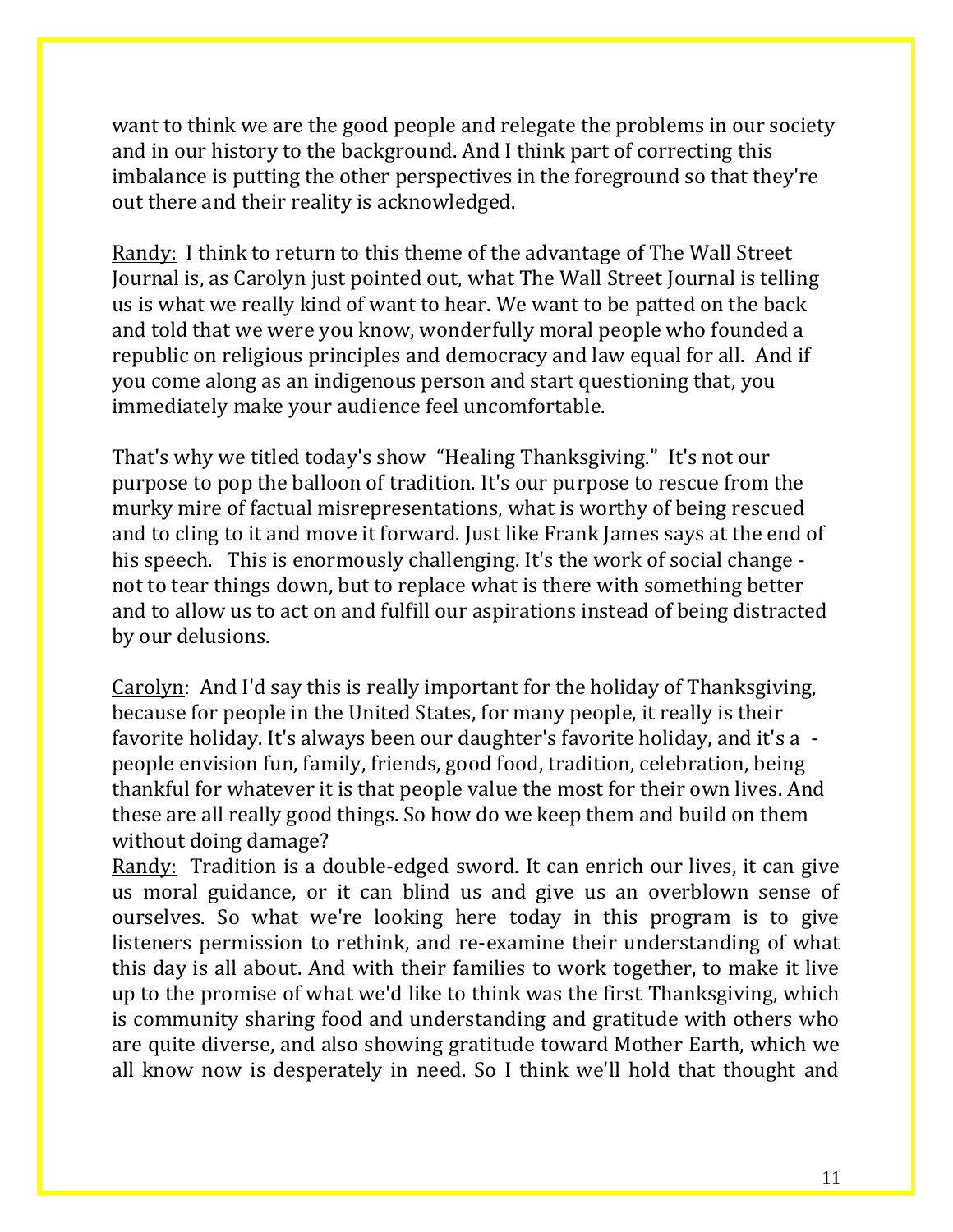want to think we are the good people and relegate the problems in our society and in our history to the background. And I think part of correcting this imbalance is putting the other perspectives in the foreground so that they're out there and their reality is acknowledged.

Randy: I think to return to this theme of the advantage of The Wall Street Journal is, as Carolyn just pointed out, what The Wall Street Journal is telling us is what we really kind of want to hear. We want to be patted on the back and told that we were you know, wonderfully moral people who founded a republic on religious principles and democracy and law equal for all. And if you come along as an indigenous person and start questioning that, you immediately make your audience feel uncomfortable.

That's why we titled today's show "Healing Thanksgiving." It's not our purpose to pop the balloon of tradition. It's our purpose to rescue from the murky mire of factual misrepresentations, what is worthy of being rescued and to cling to it and move it forward. Just like Frank James says at the end of his speech. This is enormously challenging. It's the work of social change - not to tear things down, but to replace what is there with something better and to allow us to act on and fulfill our aspirations instead of being distracted by our delusions.

Carolyn: And I'd say this is really important for the holiday of Thanksgiving, because for people in the United States, for many people, it really is their favorite holiday. It's always been our daughter's favorite holiday, and it's a - people envision fun, family, friends, good food, tradition, celebration, being thankful for whatever it is that people value the most for their own lives. And these are all really good things. So how do we keep them and build on them without doing damage?

Randy: Tradition is a double-edged sword. It can enrich our lives, it can give us moral guidance, or it can blind us and give us an overblown sense of ourselves. So what we're looking here today in this program is to give listeners permission to rethink, and re-examine their understanding of what this day is all about. And with their families to work together, to make it live up to the promise of what we'd like to think was the first Thanksgiving, which is community sharing food and understanding and gratitude with others who are quite diverse, and also showing gratitude toward Mother Earth, which we all know now is desperately in need. So I think we'll hold that thought and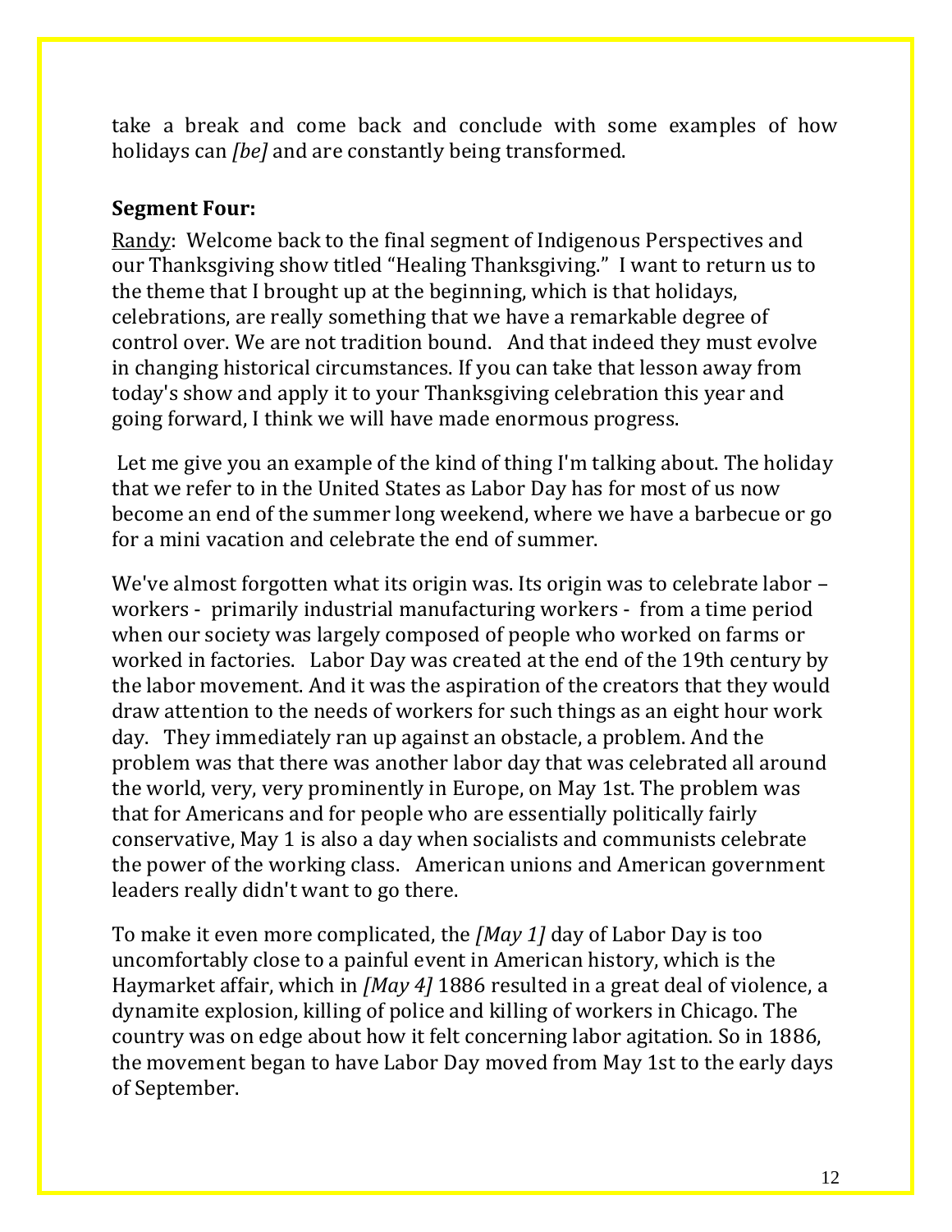take a break and come back and conclude with some examples of how holidays can *[be]* and are constantly being transformed.

**Segment Four:**

Randy: Welcome back to the final segment of Indigenous Perspectives and our Thanksgiving show titled "Healing Thanksgiving." I want to return us to the theme that I brought up at the beginning, which is that holidays, celebrations, are really something that we have a remarkable degree of control over. We are not tradition bound. And that indeed they must evolve in changing historical circumstances. If you can take that lesson away from today's show and apply it to your Thanksgiving celebration this year and going forward, I think we will have made enormous progress.

Let me give you an example of the kind of thing I'm talking about. The holiday that we refer to in the United States as Labor Day has for most of us now become an end of the summer long weekend, where we have a barbecue or go for a mini vacation and celebrate the end of summer.

We've almost forgotten what its origin was. Its origin was to celebrate labor – workers - primarily industrial manufacturing workers - from a time period when our society was largely composed of people who worked on farms or worked in factories. Labor Day was created at the end of the 19th century by the labor movement. And it was the aspiration of the creators that they would draw attention to the needs of workers for such things as an eight hour work day. They immediately ran up against an obstacle, a problem. And the problem was that there was another labor day that was celebrated all around the world, very, very prominently in Europe, on May 1st. The problem was that for Americans and for people who are essentially politically fairly conservative, May 1 is also a day when socialists and communists celebrate the power of the working class. American unions and American government leaders really didn't want to go there.

To make it even more complicated, the *[May 1]* day of Labor Day is too uncomfortably close to a painful event in American history, which is the Haymarket affair, which in *[May 4]* 1886 resulted in a great deal of violence, a dynamite explosion, killing of police and killing of workers in Chicago. The country was on edge about how it felt concerning labor agitation. So in 1886, the movement began to have Labor Day moved from May 1st to the early days of September.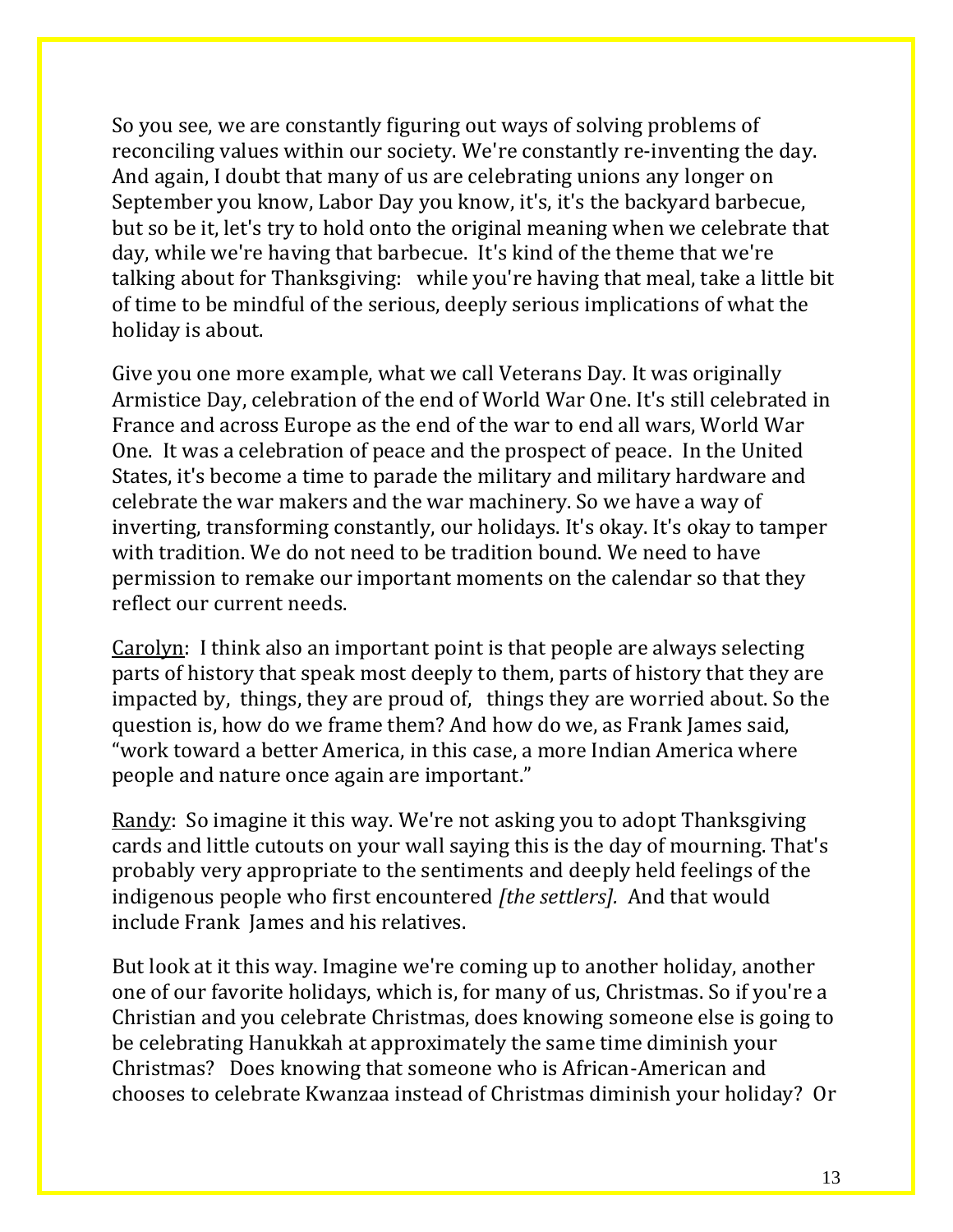So you see, we are constantly figuring out ways of solving problems of reconciling values within our society. We're constantly re-inventing the day. And again, I doubt that many of us are celebrating unions any longer on September you know, Labor Day you know, it's, it's the backyard barbecue, but so be it, let's try to hold onto the original meaning when we celebrate that day, while we're having that barbecue. It's kind of the theme that we're talking about for Thanksgiving: while you're having that meal, take a little bit of time to be mindful of the serious, deeply serious implications of what the holiday is about.

Give you one more example, what we call Veterans Day. It was originally Armistice Day, celebration of the end of World War One. It's still celebrated in France and across Europe as the end of the war to end all wars, World War One. It was a celebration of peace and the prospect of peace. In the United States, it's become a time to parade the military and military hardware and celebrate the war makers and the war machinery. So we have a way of inverting, transforming constantly, our holidays. It's okay. It's okay to tamper with tradition. We do not need to be tradition bound. We need to have permission to remake our important moments on the calendar so that they reflect our current needs.

<u>Carolyn</u>: I think also an important point is that people are always selecting parts of history that speak most deeply to them, parts of history that they are impacted by, things, they are proud of, things they are worried about. So the question is, how do we frame them? And how do we, as Frank James said, "work toward a better America, in this case, a more Indian America where people and nature once again are important."

<u>Randy</u>: So imagine it this way. We're not asking you to adopt Thanksgiving cards and little cutouts on your wall saying this is the day of mourning. That's probably very appropriate to the sentiments and deeply held feelings of the indigenous people who first encountered *[the settlers].* And that would include Frank James and his relatives.

But look at it this way. Imagine we're coming up to another holiday, another one of our favorite holidays, which is, for many of us, Christmas. So if you're a Christian and you celebrate Christmas, does knowing someone else is going to be celebrating Hanukkah at approximately the same time diminish your Christmas? Does knowing that someone who is African-American and chooses to celebrate Kwanzaa instead of Christmas diminish your holiday? Or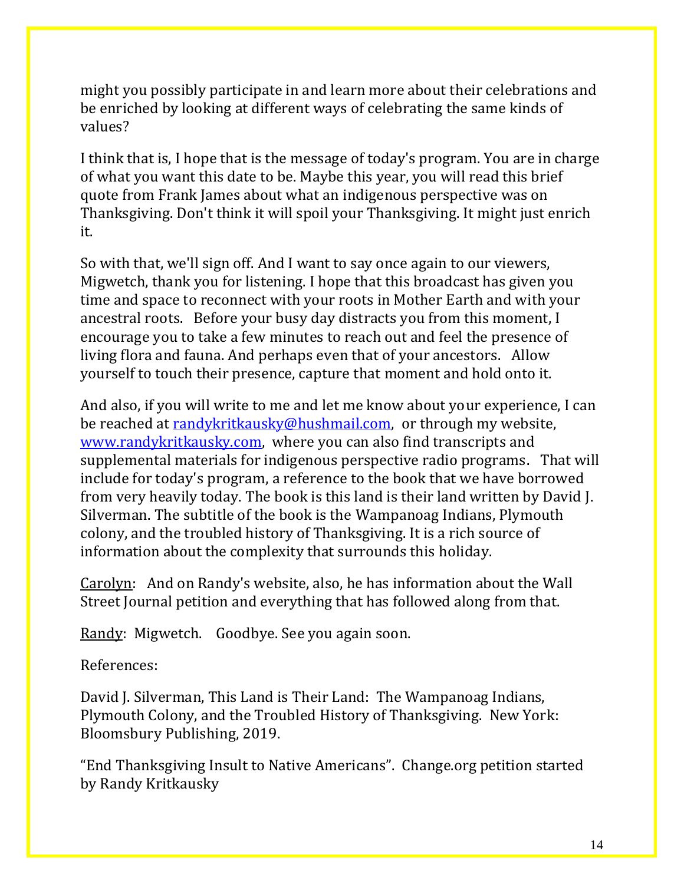might you possibly participate in and learn more about their celebrations and be enriched by looking at different ways of celebrating the same kinds of values?

I think that is, I hope that is the message of today's program. You are in charge of what you want this date to be. Maybe this year, you will read this brief quote from Frank James about what an indigenous perspective was on Thanksgiving. Don't think it will spoil your Thanksgiving. It might just enrich it.

So with that, we'll sign off. And I want to say once again to our viewers, Migwetch, thank you for listening. I hope that this broadcast has given you time and space to reconnect with your roots in Mother Earth and with your ancestral roots. Before your busy day distracts you from this moment, I encourage you to take a few minutes to reach out and feel the presence of living flora and fauna. And perhaps even that of your ancestors. Allow yourself to touch their presence, capture that moment and hold onto it.

And also, if you will write to me and let me know about your experience, I can be reached at [randykritkausky@hushmail.com](mailto:randykritkausky@hushmail.com), or through my website, [www.randykritkausky.com](http://www.randykritkausky.com), where you can also find transcripts and supplemental materials for indigenous perspective radio programs. That will include for today's program, a reference to the book that we have borrowed from very heavily today. The book is this land is their land written by David J. Silverman. The subtitle of the book is the Wampanoag Indians, Plymouth colony, and the troubled history of Thanksgiving. It is a rich source of information about the complexity that surrounds this holiday.

<u>Carolyn</u>: And on Randy's website, also, he has information about the Wall Street Journal petition and everything that has followed along from that.

<u>Randy</u>: Migwetch. Goodbye. See you again soon.

References:

David J. Silverman, This Land is Their Land: The Wampanoag Indians, Plymouth Colony, and the Troubled History of Thanksgiving. New York: Bloomsbury Publishing, 2019.

"End Thanksgiving Insult to Native Americans". Change.org petition started by Randy Kritkausky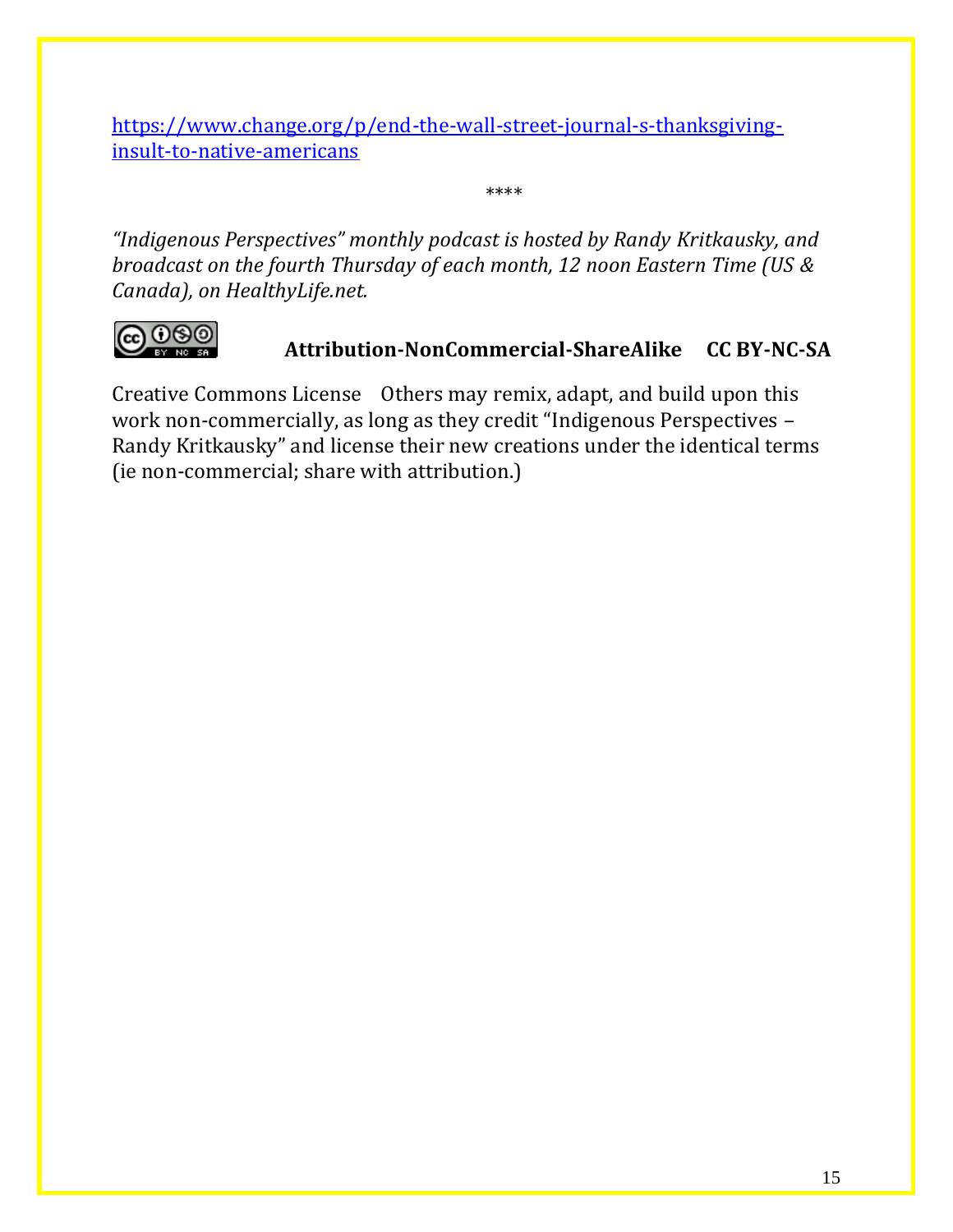https://www.change.org/p/end-the-wall-street-journal-s-thanksgiving-insult-to-native-americans

****

*"Indigenous Perspectives" monthly podcast is hosted by Randy Kritkausky, and broadcast on the fourth Thursday of each month, 12 noon Eastern Time (US & Canada), on HealthyLife.net.*

**Attribution-NonCommercial-ShareAlike CC BY-NC-SA**

Creative Commons License Others may remix, adapt, and build upon this work non-commercially, as long as they credit "Indigenous Perspectives – Randy Kritkausky" and license their new creations under the identical terms (ie non-commercial; share with attribution.)